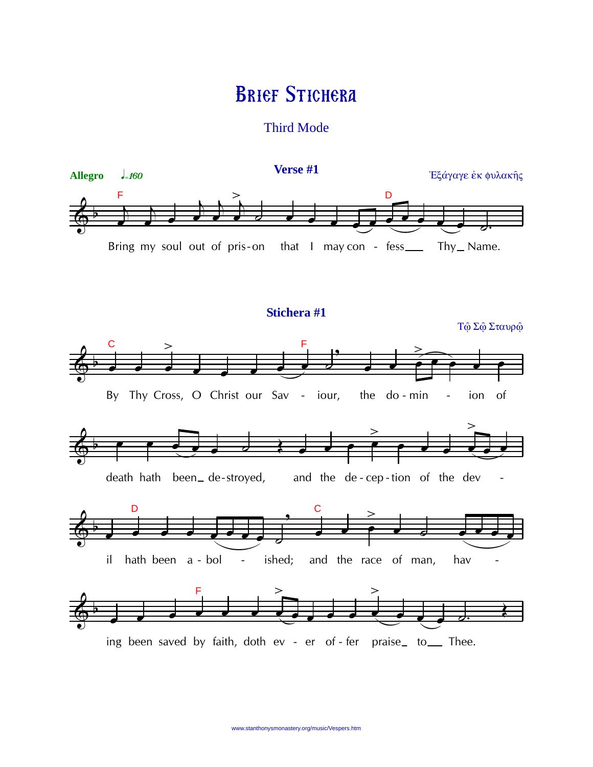# Brief Stichera

## Third Mode

**Allegro** ♩=160

### Verse #1

Ἐξάγαγε ἐκ φυλακῆς

Bring my soul out of pris-on that I may con - fess___ Thy_ Name.

### Stichera #1

Τῷ Σῷ Σταυρῷ

By Thy Cross, O Christ our Sav - iour, the do - min - ion of death hath been_ de-stroyed, and the de - cep - tion of the dev - il hath been a - bol - ished; and the race of man, hav - ing been saved by faith, doth ev - er of - fer praise_ to__ Thee.

www.stanthonysmonastery.org/music/Vespers.htm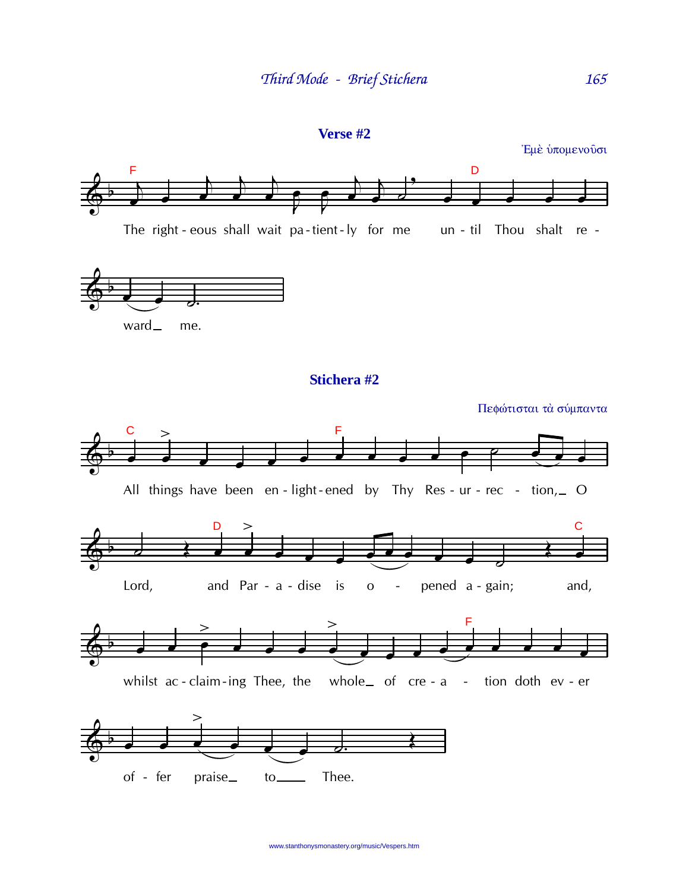## Verse #2

Ἐμὲ ὑπομενοῦσι

The right - eous shall wait pa - tient - ly for me un - til Thou shalt re - ward me.

## Stichera #2

Πεφώτισται τὰ σύμπαντα

All things have been en - light - ened by Thy Res - ur - rec - tion, O Lord, and Par - a - dise is o - pened a - gain; and, whilst ac - claim - ing Thee, the whole of cre - a - tion doth ev - er of - fer praise to Thee.

www.stanthonysmonastery.org/music/Vespers.htm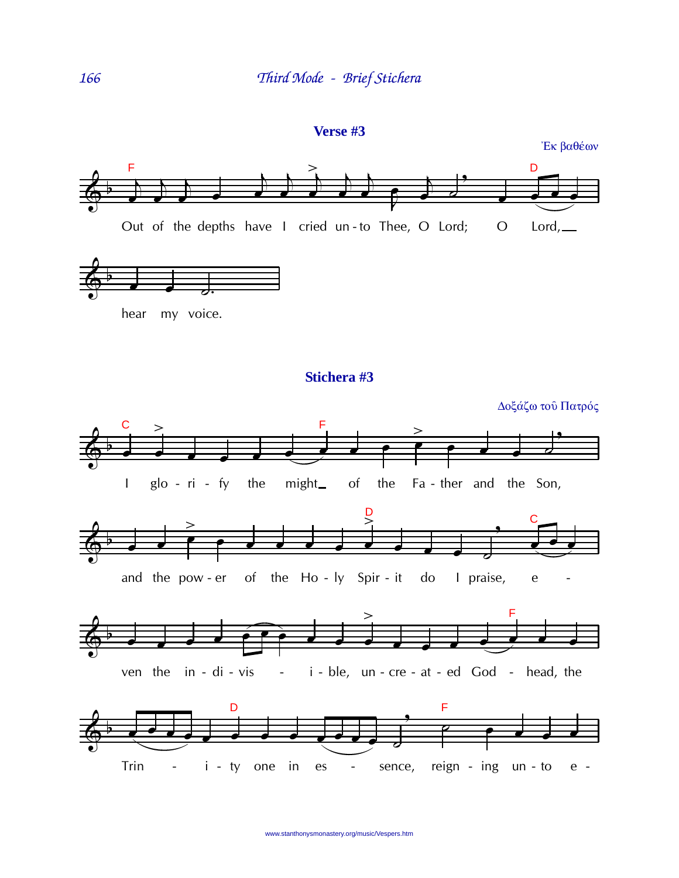## Verse #3

Ἐκ βαθέων

Out of the depths have I cried unto Thee, O Lord; O Lord, hear my voice.

## Stichera #3

Δοξάζω τοῦ Πατρός

I glorify the might of the Father and the Son, and the power of the Holy Spirit do I praise, even the indivisible, uncreated Godhead, the Trinity one in essence, reigning unto e-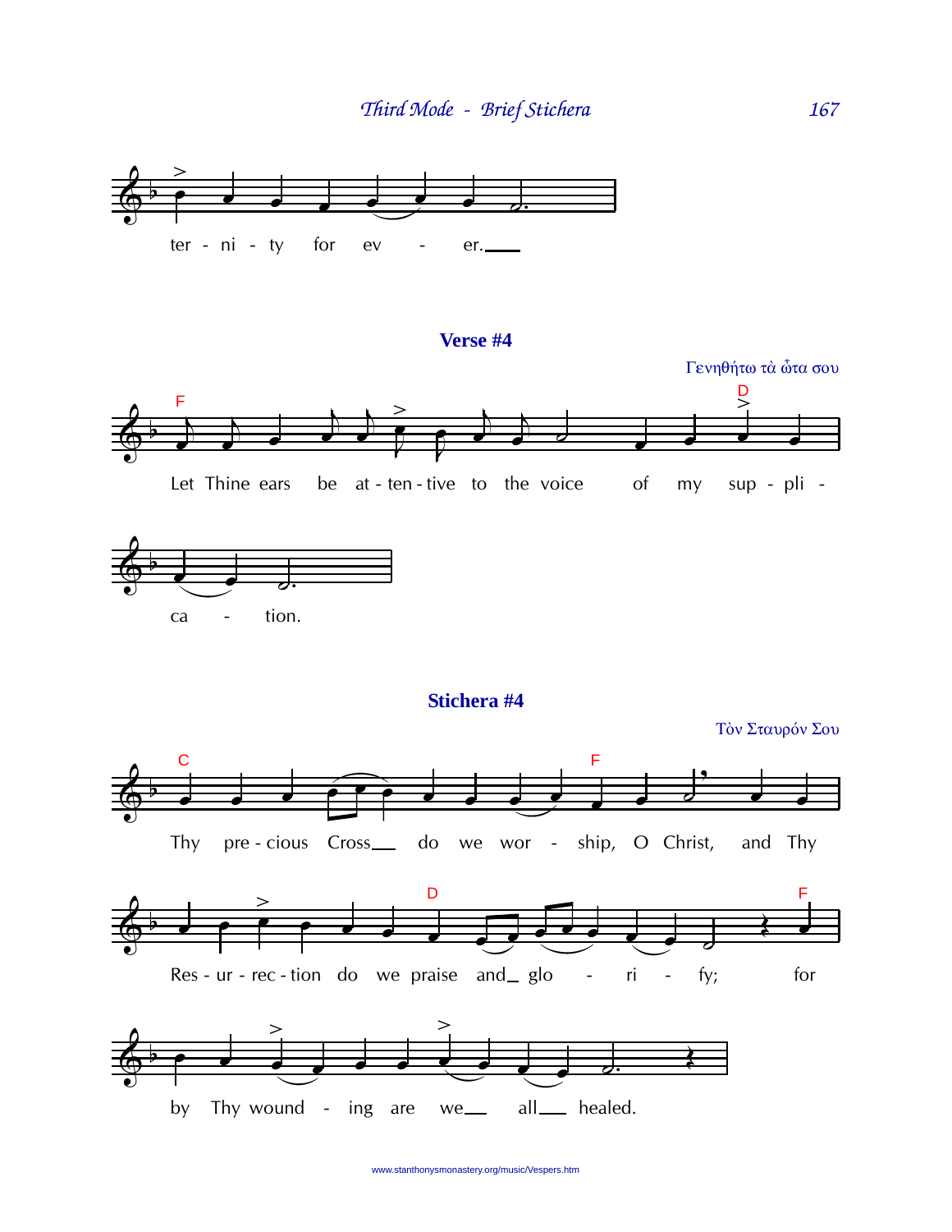ter - ni - ty for ev - er.

## Verse #4

Γενηθήτω τὰ ὦτα σου

Let Thine ears be at - ten - tive to the voice of my sup - pli - ca - tion.

## Stichera #4

Τὸν Σταυρόν Σου

Thy pre - cious Cross do we wor - ship, O Christ, and Thy Res - ur - rec - tion do we praise and glo - ri - fy; for by Thy wound - ing are we all healed.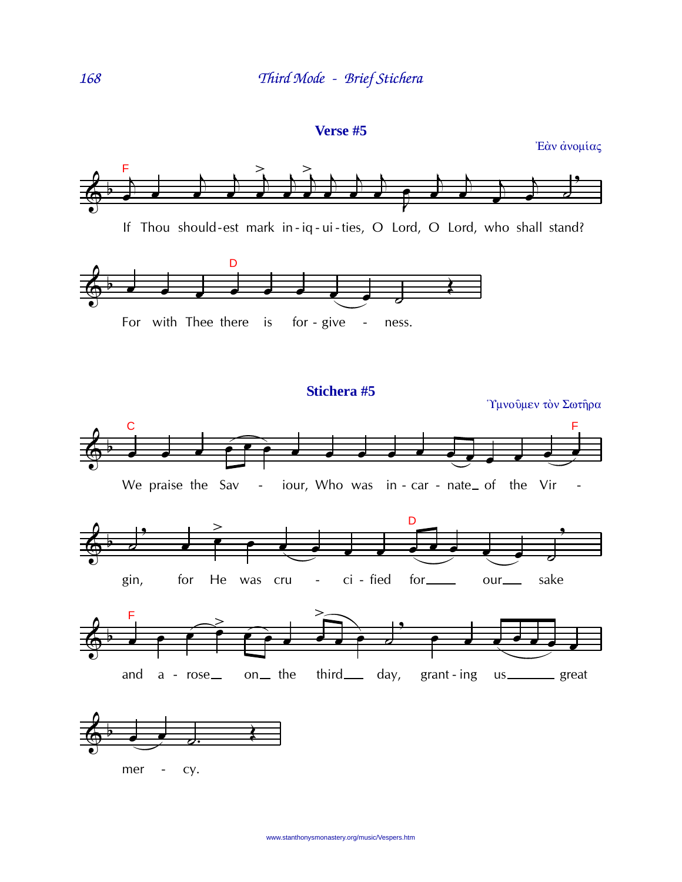## Verse #5

Ἐὰν ἀνομίας

If Thou should-est mark in-iq-ui-ties, O Lord, O Lord, who shall stand?

For with Thee there is for-give - ness.

## Stichera #5

Ὑμνοῦμεν τὸν Σωτῆρα

We praise the Sav - iour, Who was in-car-nate of the Vir - gin, for He was cru - ci-fied for our sake and a-rose on the third day, grant-ing us great mer - cy.

www.stanthonysmonastery.org/music/Vespers.htm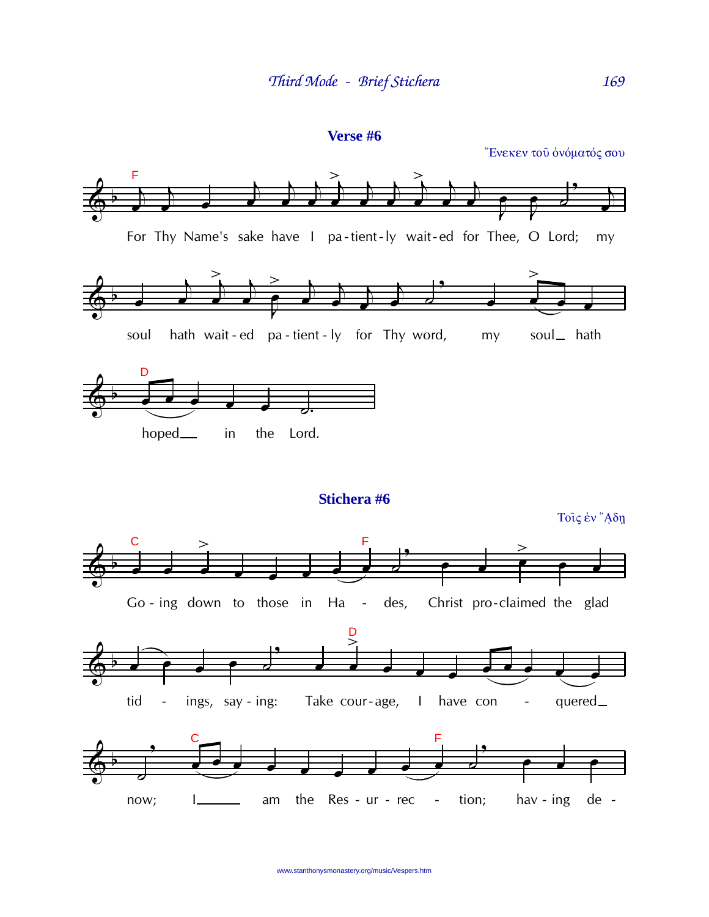## Verse #6

Ἕνεκεν τοῦ ὀνόματός σου

F

For Thy Name's sake have I pa-tient-ly wait-ed for Thee, O Lord; my

soul hath wait-ed pa-tient-ly for Thy word, my soul_ hath

D

hoped_ in the Lord.

## Stichera #6

Τοῖς ἐν Ἅδῃ

C F

Go-ing down to those in Ha - des, Christ pro-claimed the glad

D

tid - ings, say-ing: Take cour-age, I have con - quered_

C F

now; I_____ am the Res-ur-rec - tion; hav-ing de -

www.stanthonysmonastery.org/music/Vespers.htm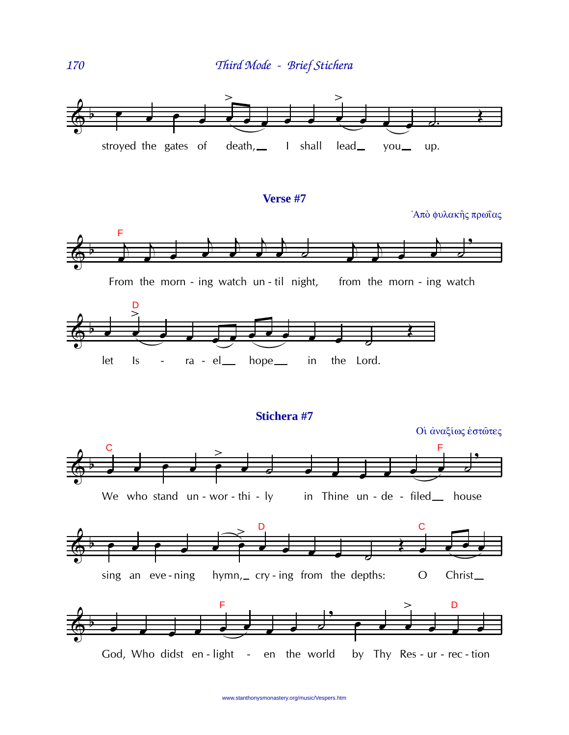stroyed the gates of death, I shall lead you up.

## Verse #7

Ἀπὸ φυλακῆς πρωΐας

F

From the morn - ing watch un - til night, from the morn - ing watch

D

let Is - ra - el hope in the Lord.

## Stichera #7

Οἱ ἀναξίως ἑστῶτες

C F

We who stand un - wor - thi - ly in Thine un - de - filed house

D C

sing an eve - ning hymn, cry - ing from the depths: O Christ

F D

God, Who didst en - light - en the world by Thy Res - ur - rec - tion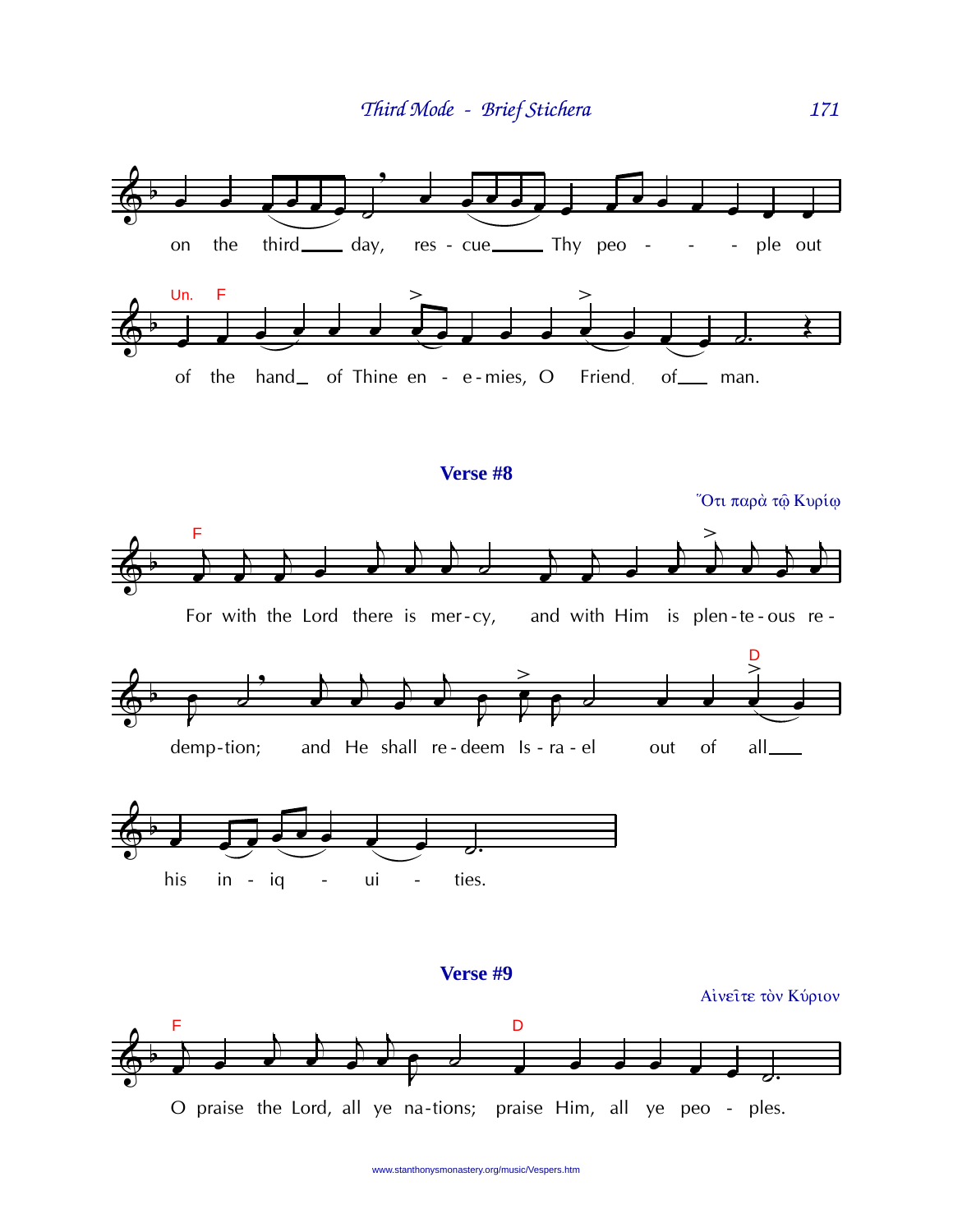on the third day, rescue Thy people out

Un. F

of the hand of Thine enemies, O Friend of man.

## Verse #8

Ὅτι παρὰ τῷ Κυρίῳ

F

For with the Lord there is mercy, and with Him is plenteous redemption; and He shall redeem Israel out of all

D

his iniquities.

## Verse #9

Αἰνεῖτε τὸν Κύριον

F

O praise the Lord, all ye nations;

D

praise Him, all ye peoples.

www.stanthonysmonastery.org/music/Vespers.htm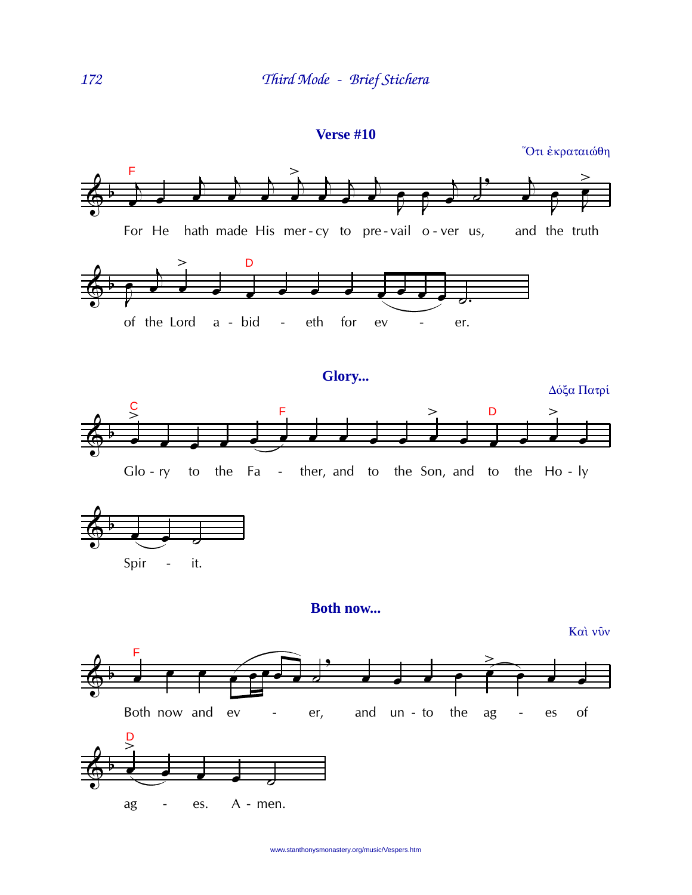## Verse #10

Ὅτι ἐκραταιώθη

For He hath made His mer-cy to pre-vail o-ver us, and the truth of the Lord a-bid-eth for ev-er.

## Glory...

Δόξα Πατρί

Glo-ry to the Fa-ther, and to the Son, and to the Ho-ly Spir-it.

## Both now...

Καὶ νῦν

Both now and ev-er, and un-to the ag-es of ag-es. A-men.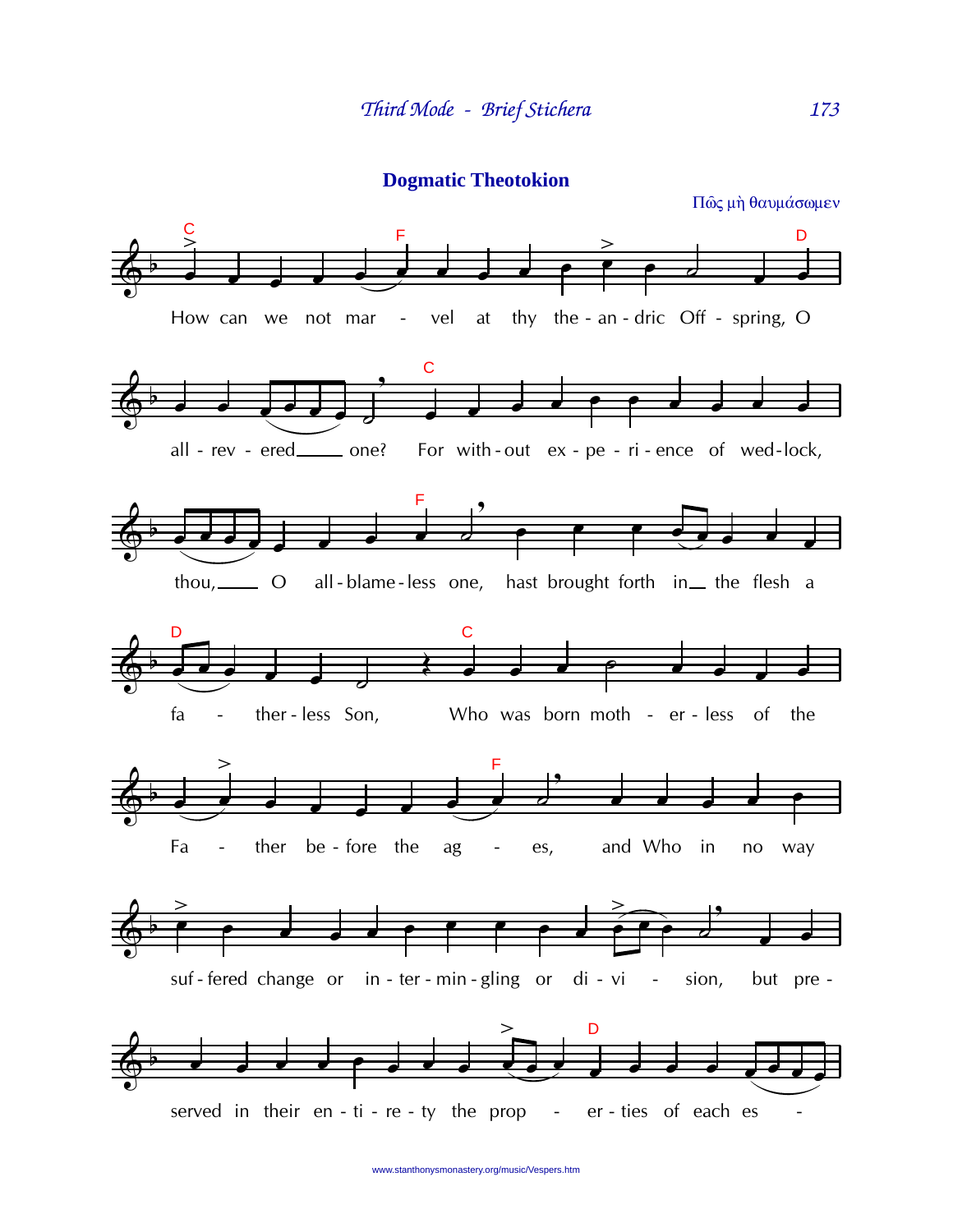## Dogmatic Theotokion

Πῶς μὴ θαυμάσωμεν

How can we not mar - vel at thy the - an - dric Off - spring, O

all - rev - ered one? For with - out ex - pe - ri - ence of wed - lock,

thou, O all - blame - less one, hast brought forth in the flesh a

fa - ther - less Son, Who was born moth - er - less of the

Fa - ther be - fore the ag - es, and Who in no way

suf - fered change or in - ter - min - gling or di - vi - sion, but pre -

served in their en - ti - re - ty the prop - er - ties of each es -

www.stanthonysmonastery.org/music/Vespers.htm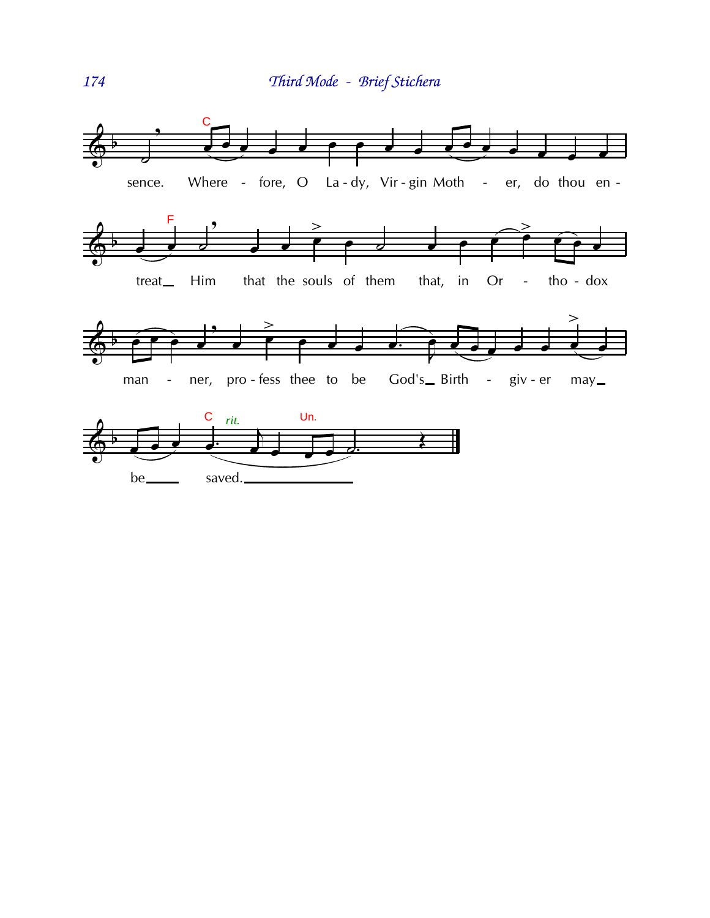sence. Where - fore, O La - dy, Vir - gin Moth - er, do thou en -

treat Him that the souls of them that, in Or - tho - dox

man - ner, pro - fess thee to be God's Birth - giv - er may

be saved.